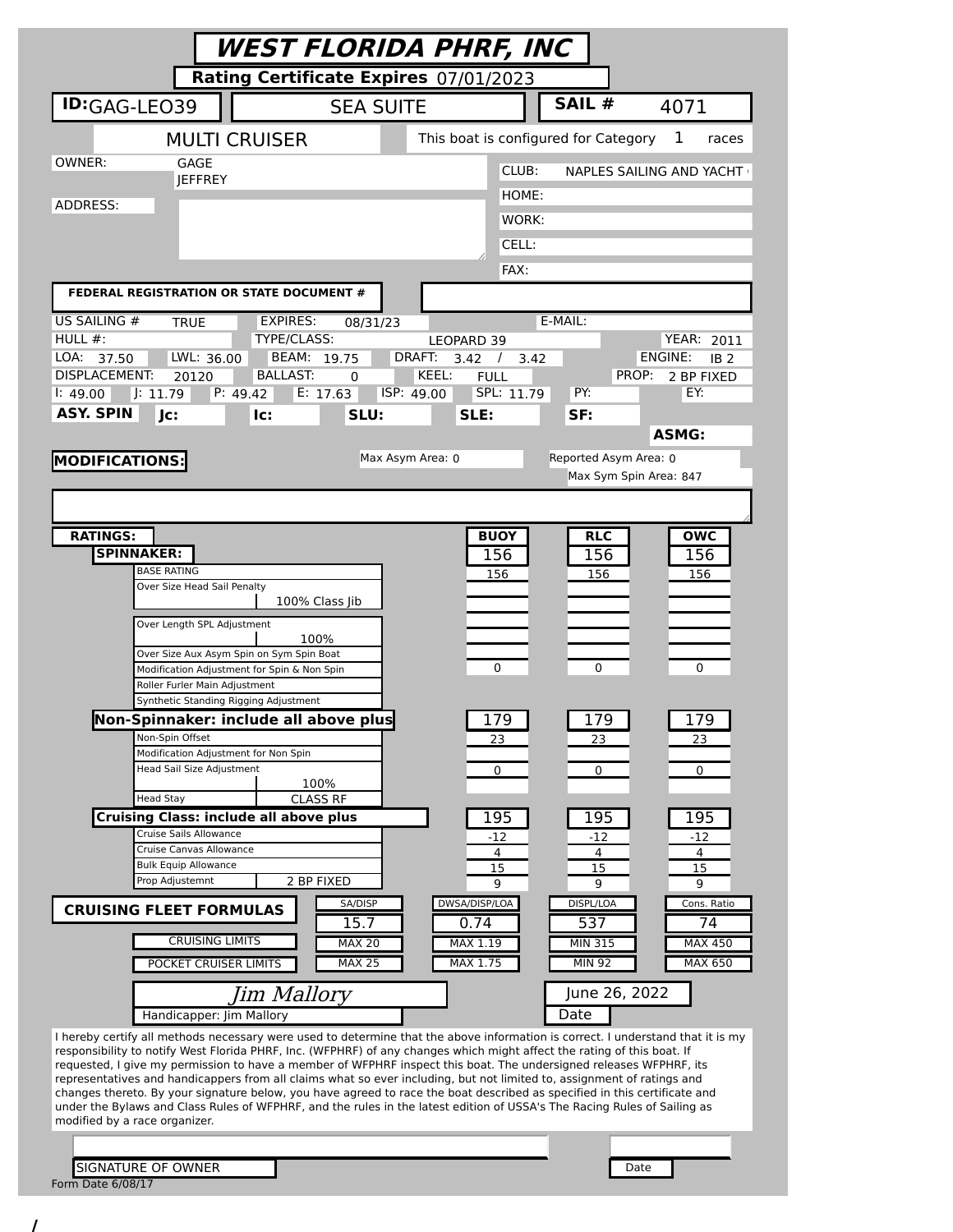# WEST FLORIDA PHRF, INC

**Rating Certificate Expires** 07/01/2023

| **ID:** GAG-LEO39 | SEA SUITE | **SAIL #** 4071 |
|---|---|---|

MULTI CRUISER — This boat is configured for Category 1 races

| | | | |
|---|---|---|---|
| OWNER: | GAGE JEFFREY | CLUB: | NAPLES SAILING AND YACHT ( |
| ADDRESS: | | HOME: | |
| | | WORK: | |
| | | CELL: | |
| | | FAX: | |

**FEDERAL REGISTRATION OR STATE DOCUMENT #**

| | | | | | | | |
|---|---|---|---|---|---|---|---|
| US SAILING # | TRUE | EXPIRES: | 08/31/23 | E-MAIL: | | | |
| HULL #: | | TYPE/CLASS: | LEOPARD 39 | | | YEAR: | 2011 |
| LOA: 37.50 | LWL: 36.00 | BEAM: 19.75 | DRAFT: 3.42 / 3.42 | | | ENGINE: | IB 2 |
| DISPLACEMENT: 20120 | | BALLAST: 0 | KEEL: FULL | | | PROP: | 2 BP FIXED |
| I: 49.00 | J: 11.79 | P: 49.42 | E: 17.63 | ISP: 49.00 | SPL: 11.79 | PY: | EY: |
| **ASY. SPIN** | **Jc:** | **Ic:** | **SLU:** | **SLE:** | **SF:** | **ASMG:** | |

**MODIFICATIONS:**

Max Asym Area: 0 — Reported Asym Area: 0 — Max Sym Spin Area: 847

| **RATINGS:** | | **BUOY** | **RLC** | **OWC** |
|---|---|---|---|---|
| **SPINNAKER:** | | 156 | 156 | 156 |
| BASE RATING | | 156 | 156 | 156 |
| Over Size Head Sail Penalty | 100% Class Jib | | | |
| Over Length SPL Adjustment | 100% | | | |
| Over Size Aux Asym Spin on Sym Spin Boat | | | | |
| Modification Adjustment for Spin & Non Spin | | 0 | 0 | 0 |
| Roller Furler Main Adjustment | | | | |
| Synthetic Standing Rigging Adjustment | | | | |
| **Non-Spinnaker: include all above plus** | | 179 | 179 | 179 |
| Non-Spin Offset | | 23 | 23 | 23 |
| Modification Adjustment for Non Spin | | | | |
| Head Sail Size Adjustment | 100% | 0 | 0 | 0 |
| Head Stay | CLASS RF | | | |
| **Cruising Class: include all above plus** | | 195 | 195 | 195 |
| Cruise Sails Allowance | | -12 | -12 | -12 |
| Cruise Canvas Allowance | | 4 | 4 | 4 |
| Bulk Equip Allowance | | 15 | 15 | 15 |
| Prop Adjustemnt | 2 BP FIXED | 9 | 9 | 9 |

| **CRUISING FLEET FORMULAS** | SA/DISP | DWSA/DISP/LOA | DISPL/LOA | Cons. Ratio |
|---|---|---|---|---|
| | 15.7 | 0.74 | 537 | 74 |
| CRUISING LIMITS | MAX 20 | MAX 1.19 | MIN 315 | MAX 450 |
| POCKET CRUISER LIMITS | MAX 25 | MAX 1.75 | MIN 92 | MAX 650 |

*Jim Mallory* — June 26, 2022

Handicapper: Jim Mallory — Date

I hereby certify all methods necessary were used to determine that the above information is correct. I understand that it is my responsibility to notify West Florida PHRF, Inc. (WFPHRF) of any changes which might affect the rating of this boat. If requested, I give my permission to have a member of WFPHRF inspect this boat. The undersigned releases WFPHRF, its representatives and handicappers from all claims what so ever including, but not limited to, assignment of ratings and changes thereto. By your signature below, you have agreed to race the boat described as specified in this certificate and under the Bylaws and Class Rules of WFPHRF, and the rules in the latest edition of USSA's The Racing Rules of Sailing as modified by a race organizer.

SIGNATURE OF OWNER — Date

Form Date 6/08/17

/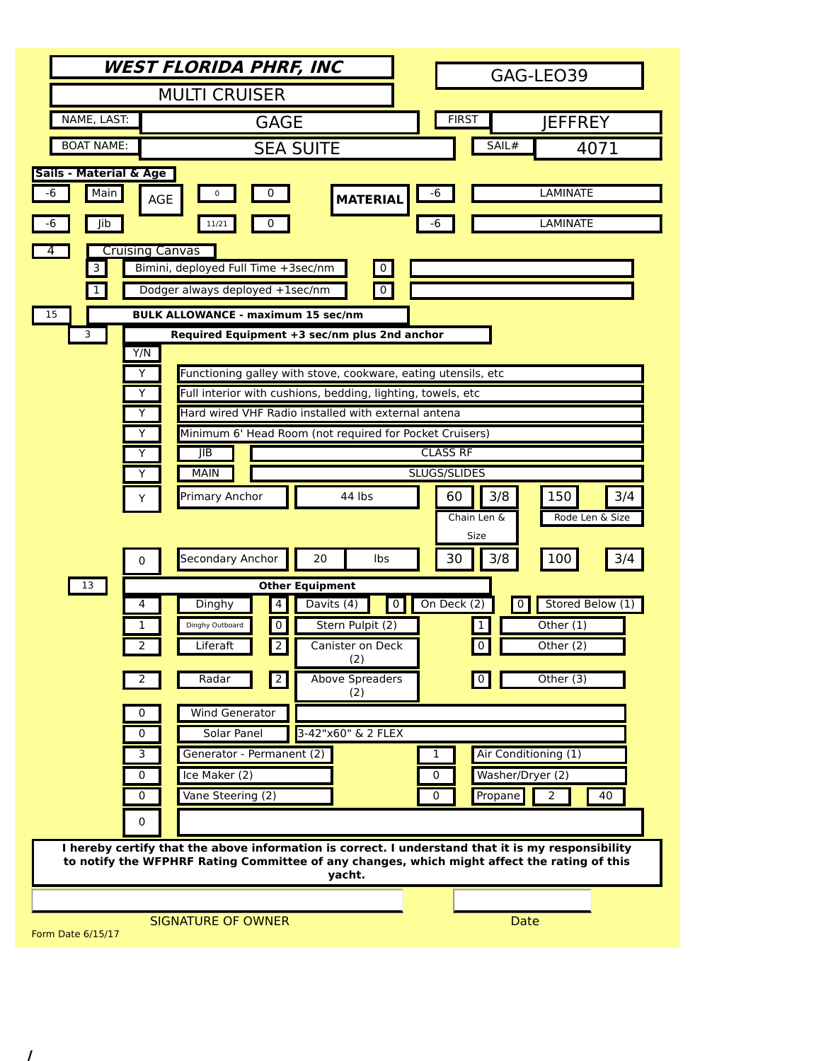# *WEST FLORIDA PHRF, INC*

## MULTI CRUISER

GAG-LEO39

| | | | |
|---|---|---|---|
| NAME, LAST: | GAGE | FIRST | JEFFREY |
| BOAT NAME: | SEA SUITE | SAIL# | 4071 |

**Sails - Material & Age**

| | | | | | | | |
|---|---|---|---|---|---|---|---|
| -6 | Main | AGE | 0 | 0 | **MATERIAL** | -6 | LAMINATE |
| -6 | Jib | | 11/21 | 0 | | -6 | LAMINATE |

| | | | | |
|---|---|---|---|---|
| 4 | Cruising Canvas | | | |
| | 3 | Bimini, deployed Full Time +3sec/nm | 0 | |
| | 1 | Dodger always deployed +1sec/nm | 0 | |

| | |
|---|---|
| 15 | **BULK ALLOWANCE - maximum 15 sec/nm** |
| 3 | **Required Equipment +3 sec/nm plus 2nd anchor** |

| Y/N | | | | | | | |
|---|---|---|---|---|---|---|---|
| Y | Functioning galley with stove, cookware, eating utensils, etc | | | | | | |
| Y | Full interior with cushions, bedding, lighting, towels, etc | | | | | | |
| Y | Hard wired VHF Radio installed with external antena | | | | | | |
| Y | Minimum 6' Head Room (not required for Pocket Cruisers) | | | | | | |
| Y | JIB | CLASS RF | | | | | |
| Y | MAIN | SLUGS/SLIDES | | | | | |
| Y | Primary Anchor | 44 lbs | 60 | 3/8 | 150 | 3/4 | |
| | | | Chain Len & Size | | Rode Len & Size | | |
| 0 | Secondary Anchor | 20 lbs | 30 | 3/8 | 100 | 3/4 | |

| | |
|---|---|
| 13 | **Other Equipment** |

| | | | | | | | |
|---|---|---|---|---|---|---|---|
| 4 | Dinghy | 4 | Davits (4) | 0 | On Deck (2) | 0 | Stored Below (1) |
| 1 | Dinghy Outboard | 0 | Stern Pulpit (2) | 1 | Other (1) | | |
| 2 | Liferaft | 2 | Canister on Deck (2) | 0 | Other (2) | | |
| 2 | Radar | 2 | Above Spreaders (2) | 0 | Other (3) | | |
| 0 | Wind Generator | | | | | | |
| 0 | Solar Panel | 3-42"x60" & 2 FLEX | | | | | |
| 3 | Generator - Permanent (2) | 1 | Air Conditioning (1) | | | | |
| 0 | Ice Maker (2) | 0 | Washer/Dryer (2) | | | | |
| 0 | Vane Steering (2) | 0 | Propane | 2 | 40 | | |
| 0 | | | | | | | |

**I hereby certify that the above information is correct. I understand that it is my responsibility to notify the WFPHRF Rating Committee of any changes, which might affect the rating of this yacht.**

SIGNATURE OF OWNER — Date

Form Date 6/15/17

/